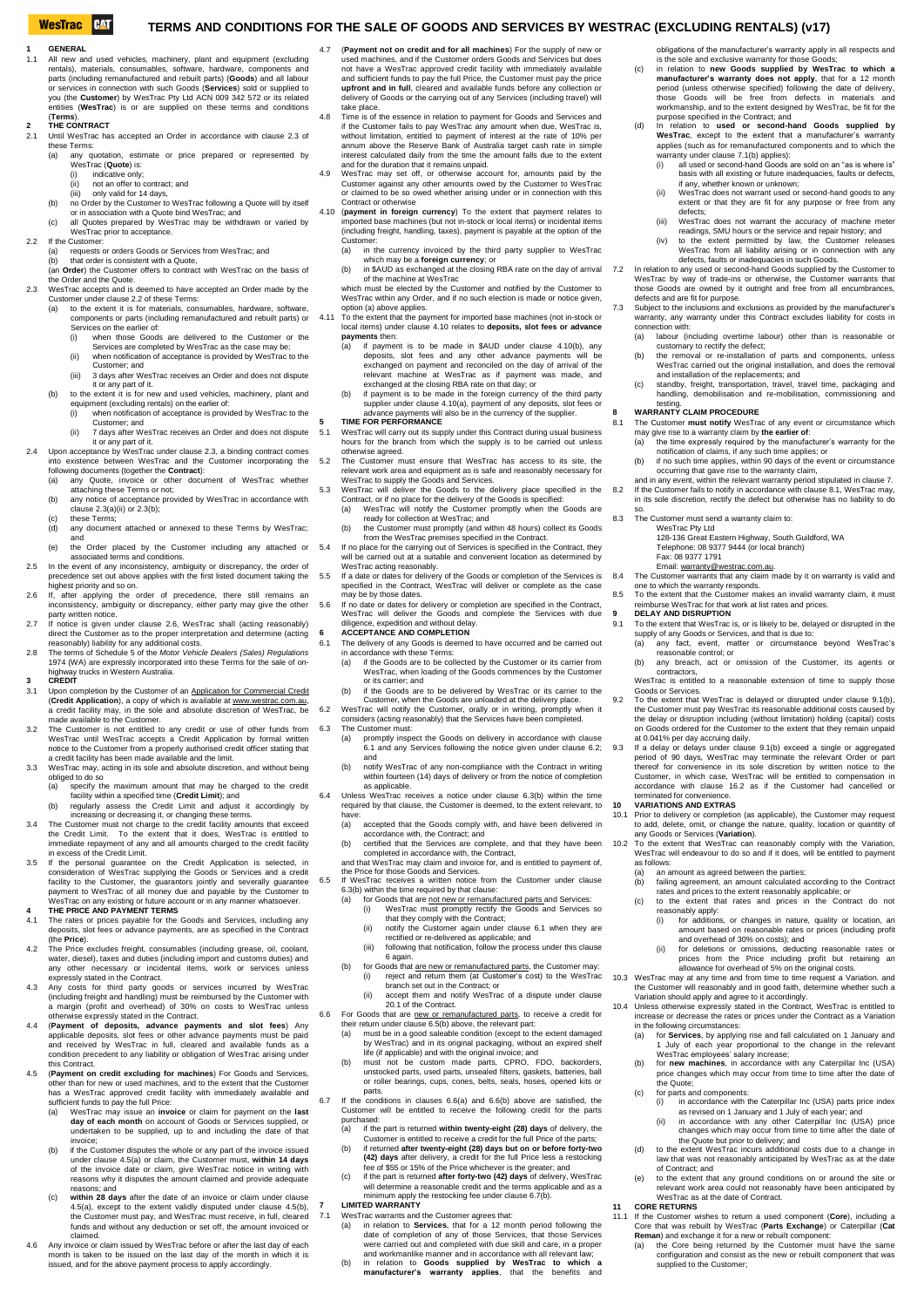# TERMS AND CONDITIONS FOR THE SALE OF GOODS AND SERVICES BY WESTRAC (EXCLUDING RENTALS) (v17)

**1 GENERAL**

1.1 All new and used vehicles, machinery, plant and equipment (excluding rentals), materials, consumables, software, hardware, components and parts (including remanufactured and rebuilt parts) (**Goods**) and all labour or services in connection with such Goods (**Services**) sold or supplied to you (the **Customer**) by WesTrac Pty Ltd ACN 009 342 572 or its related entities (**WesTrac**) is or are supplied on these terms and conditions (**Terms**).

**2 THE CONTRACT**

2.1 Until WesTrac has accepted an Order in accordance with clause 2.3 of these Terms:
(a) any quotation, estimate or price prepared or represented by WesTrac (**Quote**) is:
(i) indicative only;
(ii) not an offer to contract; and
(iii) only valid for 14 days,
(b) no Order by the Customer to WesTrac following a Quote will by itself or in association with a Quote bind WesTrac; and
(c) all Quotes prepared by WesTrac may be withdrawn or varied by WesTrac prior to acceptance.

2.2 If the Customer:
(a) requests or orders Goods or Services from WesTrac; and
(b) that order is consistent with a Quote,
(an **Order**) the Customer offers to contract with WesTrac on the basis of the Order and the Quote.

2.3 WesTrac accepts and is deemed to have accepted an Order made by the Customer under clause 2.2 of these Terms:
(a) to the extent it is for materials, consumables, hardware, software, components or parts (including remanufactured and rebuilt parts) or Services on the earlier of:
(i) when those Goods are delivered to the Customer or the Services are completed by WesTrac as the case may be;
(ii) when notification of acceptance is provided by WesTrac to the Customer; and
(iii) 3 days after WesTrac receives an Order and does not dispute it or any part of it.
(b) to the extent it is for new and used vehicles, machinery, plant and equipment (excluding rentals) on the earlier of:
(i) when notification of acceptance is provided by WesTrac to the Customer; and
(ii) 7 days after WesTrac receives an Order and does not dispute it or any part of it.

2.4 Upon acceptance by WesTrac under clause 2.3, a binding contract comes into existence between WesTrac and the Customer incorporating the following documents (together the **Contract**):
(a) any Quote, invoice or other document of WesTrac whether attaching these Terms or not;
(b) any notice of acceptance provided by WesTrac in accordance with clause 2.3(a)(ii) or 2.3(b);
(c) these Terms;
(d) any document attached or annexed to these Terms by WesTrac; and
(e) the Order placed by the Customer including any attached or associated terms and conditions.

2.5 In the event of any inconsistency, ambiguity or discrepancy, the order of precedence set out above applies with the first listed document taking the highest priority and so on.

2.6 If, after applying the order of precedence, there still remains an inconsistency, ambiguity or discrepancy, either party may give the other party written notice.

2.7 If notice is given under clause 2.6, WesTrac shall (acting reasonably) direct the Customer as to the proper interpretation and determine (acting reasonably) liability for any additional costs.

2.8 The terms of Schedule 5 of the *Motor Vehicle Dealers (Sales) Regulations* 1974 (WA) are expressly incorporated into these Terms for the sale of on-highway trucks in Western Australia.

**3 CREDIT**

3.1 Upon completion by the Customer of an Application for Commercial Credit (**Credit Application**), a copy of which is available at www.westrac.com.au, a credit facility may, in the sole and absolute discretion of WesTrac, be made available to the Customer.

3.2 The Customer is not entitled to any credit or use of other funds from WesTrac until WesTrac accepts a Credit Application by formal written notice to the Customer from a properly authorised credit officer stating that a credit facility has been made available and the limit.

3.3 WesTrac may, acting in its sole and absolute discretion, and without being obliged to do so
(a) specify the maximum amount that may be charged to the credit facility within a specified time (**Credit Limit**); and
(b) regularly assess the Credit Limit and adjust it accordingly by increasing or decreasing it, or changing these terms.

3.4 The Customer must not charge to the credit facility amounts that exceed the Credit Limit. To the extent that it does, WesTrac is entitled to immediate repayment of any and all amounts charged to the credit facility in excess of the Credit Limit.

3.5 If the personal guarantee on the Credit Application is selected, in consideration of WesTrac supplying the Goods or Services and a credit facility to the Customer, the guarantors jointly and severally guarantee payment to WesTrac of all money due and payable by the Customer to WesTrac on any existing or future account or in any manner whatsoever.

**4 THE PRICE AND PAYMENT TERMS**

4.1 The rates or prices payable for the Goods and Services, including any deposits, slot fees or advance payments, are as specified in the Contract (the **Price**).

4.2 The Price excludes freight, consumables (including grease, oil, coolant, water, diesel), taxes and duties (including import and customs duties) and any other necessary or incidental items, work or services unless expressly stated in the Contract.

4.3 Any costs for third party goods or services incurred by WesTrac (including freight and handling) must be reimbursed by the Customer with a margin (profit and overhead) of 30% on costs to WesTrac unless otherwise expressly stated in the Contract.

4.4 (**Payment of deposits, advance payments and slot fees**) Any applicable deposits, slot fees or other advance payments must be paid and received by WesTrac in full, cleared and available funds as a condition precedent to any liability or obligation of WesTrac arising under this Contract.

4.5 (**Payment on credit excluding for machines**) For Goods and Services, other than for new or used machines, and to the extent that the Customer has a WesTrac approved credit facility with immediately available and sufficient funds to pay the full Price:
(a) WesTrac may issue an **invoice** or claim for payment on the **last day of each month** on account of Goods or Services supplied, or undertaken to be supplied, up to and including the date of that invoice;
(b) if the Customer disputes the whole or any part of the invoice issued under clause 4.5(a) or claim, the Customer must, **within 14 days** of the invoice date or claim, give WesTrac notice in writing with reasons why it disputes the amount claimed and provide adequate reasons; and
(c) **within 28 days** after the date of an invoice or claim under clause 4.5(a), except to the extent validly disputed under clause 4.5(b), the Customer must pay, and WesTrac must receive, in full, cleared funds and without any deduction or set off, the amount invoiced or claimed.

4.6 Any invoice or claim issued by WesTrac before or after the last day of each month is taken to be issued on the last day of the month in which it is issued, and for the above payment process to apply accordingly.

4.7 (**Payment not on credit and for all machines**) For the supply of new or used machines, and if the Customer orders Goods and Services but does not have a WesTrac approved credit facility with immediately available and sufficient funds to pay the full Price, the Customer must pay the price **upfront and in full**, cleared and available funds before any collection or delivery of Goods or the carrying out of any Services (including travel) will take place.

4.8 Time is of the essence in relation to payment for Goods and Services and if the Customer fails to pay WesTrac any amount when due, WesTrac is, without limitation, entitled to payment of interest at the rate of 10% per annum above the Reserve Bank of Australia target cash rate in simple interest calculated daily from the time the amount falls due to the extent and for the duration that it remains unpaid.

4.9 WesTrac may set off, or otherwise account for, amounts paid by the Customer against any other amounts owed by the Customer to WesTrac or claimed to be so owed whether arising under or in connection with this Contract or otherwise

4.10 (**payment in foreign currency**) To the extent that payment relates to imported base machines (but not in-stock or local items) or incidental items (including freight, handling, taxes), payment is payable at the option of the Customer:
(a) in the currency invoiced by the third party supplier to WesTrac which may be a **foreign currency**; or
(b) in $AUD as exchanged at the closing RBA rate on the day of arrival of the machine at WesTrac
which must be elected by the Customer and notified by the Customer to WesTrac within any Order, and if no such election is made or notice given, option (a) above applies.

4.11 To the extent that the payment for imported base machines (not in-stock or local items) under clause 4.10 relates to **deposits, slot fees or advance payments** then:
(a) if payment is to be made in $AUD under clause 4.10(b), any deposits, slot fees and any other advance payments will be exchanged on payment and reconciled on the day of arrival of the relevant machine at WesTrac as if payment was made, and exchanged at the closing RBA rate on that day; or
(b) if payment is to be made in the foreign currency of the third party supplier under clause 4.10(a), payment of any deposits, slot fees or advance payments will also be in the currency of the supplier.

**5 TIME FOR PERFORMANCE**

5.1 WesTrac will carry out its supply under this Contract during usual business hours for the branch from which the supply is to be carried out unless otherwise agreed.

5.2 The Customer must ensure that WesTrac has access to its site, the relevant work area and equipment as is safe and reasonably necessary for WesTrac to supply the Goods and Services.

5.3 WesTrac will deliver the Goods to the delivery place specified in the Contract, or if no place for the delivery of the Goods is specified:
(a) WesTrac will notify the Customer promptly when the Goods are ready for collection at WesTrac; and
(b) the Customer must promptly (and within 48 hours) collect its Goods from the WesTrac premises specified in the Contract.

5.4 If no place for the carrying out of Services is specified in the Contract, they will be carried out at a suitable and convenient location as determined by WesTrac acting reasonably.

5.5 If a date or dates for delivery of the Goods or completion of the Services is specified in the Contract, WesTrac will deliver or complete as the case may be by those dates.

5.6 If no date or dates for delivery or completion are specified in the Contract, WesTrac will deliver the Goods and complete the Services with due diligence, expedition and without delay.

**6 ACCEPTANCE AND COMPLETION**

6.1 The delivery of any Goods is deemed to have occurred and be carried out in accordance with these Terms:
(a) if the Goods are to be collected by the Customer or its carrier from WesTrac, when loading of the Goods commences by the Customer or its carrier; and
(b) if the Goods are to be delivered by WesTrac or its carrier to the Customer, when the Goods are unloaded at the delivery place.

6.2 WesTrac will notify the Customer, orally or in writing, promptly when it considers (acting reasonably) that the Services have been completed.

6.3 The Customer must:
(a) promptly inspect the Goods on delivery in accordance with clause 6.1 and any Services following the notice given under clause 6.2; and
(b) notify WesTrac of any non-compliance with the Contract in writing within fourteen (14) days of delivery or from the notice of completion as applicable.

6.4 Unless WesTrac receives a notice under clause 6.3(b) within the time required by that clause, the Customer is deemed, to the extent relevant, to have:
(a) accepted that the Goods comply with, and have been delivered in accordance with, the Contract; and
(b) certified that the Services are complete, and that they have been completed in accordance with, the Contract,
and that WesTrac may claim and invoice for, and is entitled to payment of, the Price for those Goods and Services.

6.5 If WesTrac receives a written notice from the Customer under clause 6.3(b) within the time required by that clause:
(a) for Goods that are not new or remanufactured parts and Services:
(i) WesTrac must promptly rectify the Goods and Services so that they comply with the Contract;
(ii) notify the Customer again under clause 6.1 when they are rectified or re-delivered as applicable; and
(iii) following that notification, follow the process under this clause 6 again.
(b) for Goods that are new or remanufactured parts, the Customer may:
(i) reject and return them (at Customer's cost) to the WesTrac branch set out in the Contract; or
(ii) accept them and notify WesTrac of a dispute under clause 20.1 of the Contract.

6.6 For Goods that are new or remanufactured parts, to receive a credit for their return under clause 6.5(b) above, the relevant part:
(a) must be in a good saleable condition (except to the extent damaged by WesTrac) and in its original packaging, without an expired shelf life (if applicable) and with the original invoice; and
(b) must not be custom made parts, CPRO, FDO, backorders, unstocked parts, used parts, unsealed filters, gaskets, batteries, ball or roller bearings, cups, cones, belts, seals, hoses, opened kits or parts.

6.7 If the conditions in clauses 6.6(a) and 6.6(b) above are satisfied, the Customer will be entitled to receive the following credit for the parts purchased:
(a) if the part is returned **within twenty-eight (28) days** of delivery, the Customer is entitled to receive a credit for the full Price of the parts;
(b) if returned **after twenty-eight (28) days but on or before forty-two (42) days** after delivery, a credit for the full Price less a restocking fee of $55 or 15% of the Price whichever is the greater; and
(c) if the part is returned **after forty-two (42) days** of delivery, WesTrac will determine a reasonable credit and the terms applicable and as a minimum apply the restocking fee under clause 6.7(b).

**7 LIMITED WARRANTY**

7.1 WesTrac warrants and the Customer agrees that:
(a) in relation to **Services**, that for a 12 month period following the date of completion of any of those Services, that those Services were carried out and completed with due skill and care, in a proper and workmanlike manner and in accordance with all relevant law;
(b) in relation to **Goods supplied by WesTrac to which a manufacturer's warranty applies**, that the benefits and obligations of the manufacturer's warranty apply in all respects and is the sole and exclusive warranty for those Goods;
(c) in relation to **new Goods supplied by WesTrac to which a manufacturer's warranty does not apply**, that for a 12 month period (unless otherwise specified) following the date of delivery, those Goods will be free from defects in materials and workmanship, and to the extent designed by WesTrac, be fit for the purpose specified in the Contract; and
(d) in relation to **used or second-hand Goods supplied by WesTrac**, except to the extent that a manufacturer's warranty applies (such as for remanufactured components and to which the warranty under clause 7.1(b) applies):
(i) all used or second-hand Goods are sold on an "as is where is" basis with all existing or future inadequacies, faults or defects, if any, whether known or unknown;
(ii) WesTrac does not warrant used or second-hand goods to any extent or that they are fit for any purpose or free from any defects;
(iii) WesTrac does not warrant the accuracy of machine meter readings, SMU hours or the service and repair history; and
(iv) to the extent permitted by law, the Customer releases WesTrac from all liability arising or in connection with any defects, faults or inadequacies in such Goods.

7.2 In relation to any used or second-hand Goods supplied by the Customer to WesTrac by way of trade-ins or otherwise, the Customer warrants that those Goods are owned by it outright and free from all encumbrances, defects and are fit for purpose.

7.3 Subject to the inclusions and exclusions as provided by the manufacturer's warranty, any warranty under this Contract excludes liability for costs in connection with:
(a) labour (including overtime labour) other than is reasonable or customary to rectify the defect;
(b) the removal or re-installation of parts and components, unless WesTrac carried out the original installation, and does the removal and installation of the replacements; and
(c) standby, freight, transportation, travel, travel time, packaging and handling, demobilisation and re-mobilisation, commissioning and testing.

**8 WARRANTY CLAIM PROCEDURE**

8.1 The Customer **must notify** WesTrac of any event or circumstance which may give rise to a warranty claim by **the earlier of**:
(a) the time expressly required by the manufacturer's warranty for the notification of claims, if any such time applies; or
(b) if no such time applies, within 90 days of the event or circumstance occurring that gave rise to the warranty claim,
and in any event, within the relevant warranty period stipulated in clause 7.

8.2 If the Customer fails to notify in accordance with clause 8.1, WesTrac may, in its sole discretion, rectify the defect but otherwise has no liability to do so.

8.3 The Customer must send a warranty claim to:
WesTrac Pty Ltd
128-136 Great Eastern Highway, South Guildford, WA
Telephone: 08 9377 9444 (or local branch)
Fax: 08 9377 1791
Email: warranty@westrac.com.au.

8.4 The Customer warrants that any claim made by it on warranty is valid and one to which the warranty responds.

8.5 To the extent that the Customer makes an invalid warranty claim, it must reimburse WesTrac for that work at list rates and prices.

**9 DELAY AND DISRUPTION**

9.1 To the extent that WesTrac is, or is likely to be, delayed or disrupted in the supply of any Goods or Services, and that is due to:
(a) any fact, event, matter or circumstance beyond WesTrac's reasonable control; or
(b) any breach, act or omission of the Customer, its agents or contractors,
WesTrac is entitled to a reasonable extension of time to supply those Goods or Services.

9.2 To the extent that WesTrac is delayed or disrupted under clause 9.1(b), the Customer must pay WesTrac its reasonable additional costs caused by the delay or disruption including (without limitation) holding (capital) costs on Goods ordered for the Customer to the extent that they remain unpaid at 0.041% per day accruing daily.

9.3 If a delay or delays under clause 9.1(b) exceed a single or aggregated period of 90 days, WesTrac may terminate the relevant Order or part thereof for convenience in its sole discretion by written notice to the Customer, in which case, WesTrac will be entitled to compensation in accordance with clause 16.2 as if the Customer had cancelled or terminated for convenience.

**10 VARIATIONS AND EXTRAS**

10.1 Prior to delivery or completion (as applicable), the Customer may request to add, delete, omit, or change the nature, quality, location or quantity of any Goods or Services (**Variation**).

10.2 To the extent that WesTrac can reasonably comply with the Variation, WesTrac will endeavour to do so and if it does, will be entitled to payment as follows:
(a) an amount as agreed between the parties;
(b) failing agreement, an amount calculated according to the Contract rates and prices to the extent reasonably applicable; or
(c) to the extent that rates and prices in the Contract do not reasonably apply:
(i) for additions, or changes in nature, quality or location, an amount based on reasonable rates or prices (including profit and overhead of 30% on costs); and
(ii) for deletions or omissions, deducting reasonable rates or prices from the Price including profit but retaining an allowance for overhead of 5% on the original costs.

10.3 WesTrac may at any time and from time to time request a Variation, and the Customer will reasonably and in good faith, determine whether such a Variation should apply and agree to it accordingly.

10.4 Unless otherwise expressly stated in the Contract, WesTrac is entitled to increase or decrease the rates or prices under the Contract as a Variation in the following circumstances:
(a) for **Services**, by applying rise and fall calculated on 1 January and 1 July of each year proportional to the change in the relevant WesTrac employees' salary increase;
(b) for **new machines**, in accordance with any Caterpillar Inc (USA) price changes which may occur from time to time after the date of the Quote;
(c) for parts and components:
(i) in accordance with the Caterpillar Inc (USA) parts price index as revised on 1 January and 1 July of each year; and
(ii) in accordance with any other Caterpillar Inc (USA) price changes which may occur from time to time after the date of the Quote but prior to delivery; and
(d) to the extent WesTrac incurs additional costs due to a change in law that was not reasonably anticipated by WesTrac as at the date of Contract; and
(e) to the extent that any ground conditions on or around the site or relevant work area could not reasonably have been anticipated by WesTrac as at the date of Contract.

**11 CORE RETURNS**

11.1 If the Customer wishes to return a used component (**Core**), including a Core that was rebuilt by WesTrac (**Parts Exchange**) or Caterpillar (**Cat Reman**) and exchange it for a new or rebuilt component:
(a) the Core being returned by the Customer must have the same configuration and consist as the new or rebuilt component that was supplied to the Customer;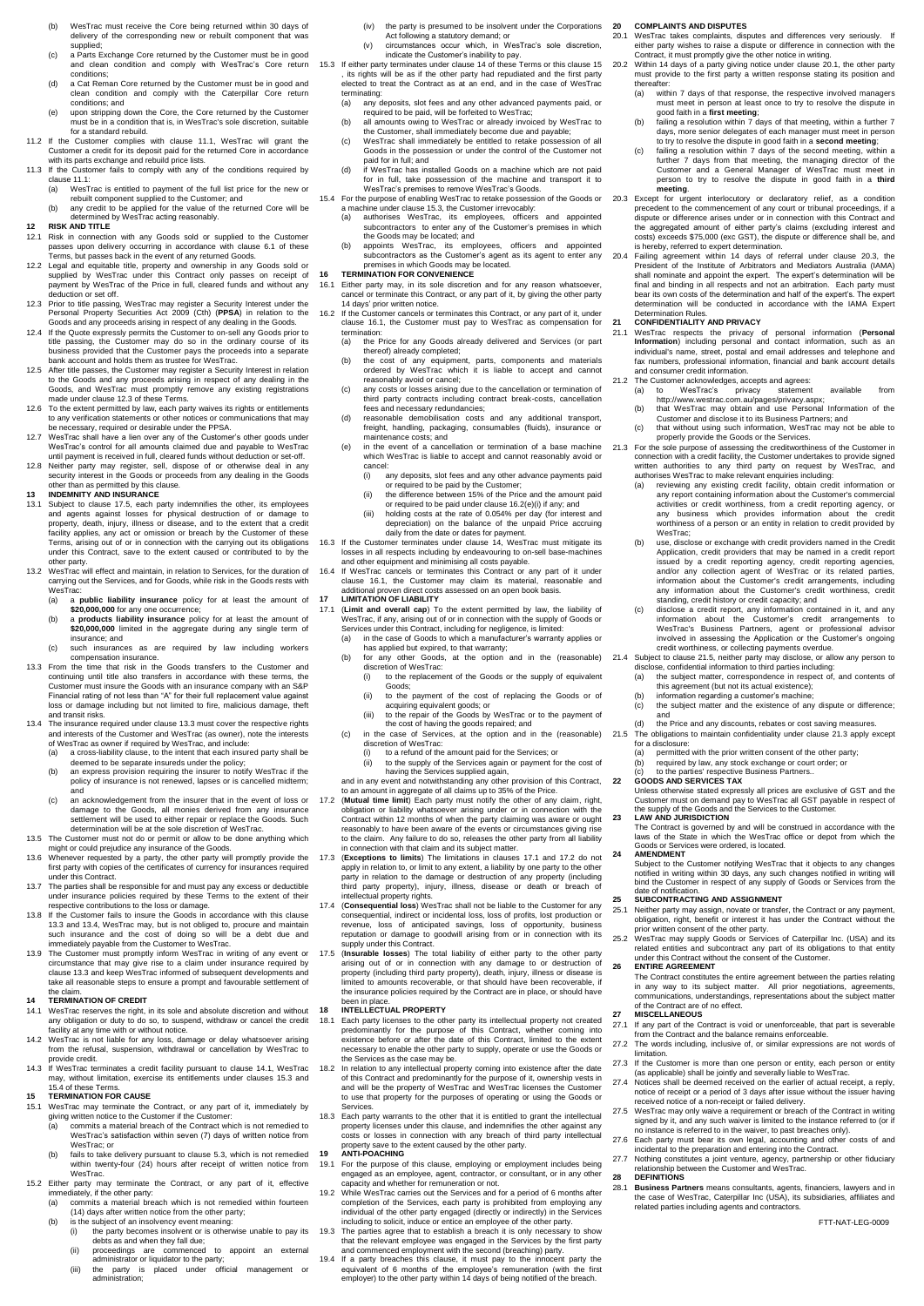(b) WesTrac must receive the Core being returned within 30 days of delivery of the corresponding new or rebuilt component that was supplied;

(c) a Parts Exchange Core returned by the Customer must be in good and clean condition and comply with WesTrac's Core return conditions;

(d) a Cat Reman Core returned by the Customer must be in good and clean condition and comply with the Caterpillar Core return conditions; and

(e) upon stripping down the Core, the Core returned by the Customer must be in a condition that is, in WesTrac's sole discretion, suitable for a standard rebuild.

11.2 If the Customer complies with clause 11.1, WesTrac will grant the Customer a credit for its deposit paid for the returned Core in accordance with its parts exchange and rebuild price lists.

11.3 If the Customer fails to comply with any of the conditions required by clause 11.1:

(a) WesTrac is entitled to payment of the full list price for the new or rebuilt component supplied to the Customer; and

(b) any credit to be applied for the value of the returned Core will be determined by WesTrac acting reasonably.

## 12 RISK AND TITLE

12.1 Risk in connection with any Goods sold or supplied to the Customer passes upon delivery occurring in accordance with clause 6.1 of these Terms, but passes back in the event of any returned Goods.

12.2 Legal and equitable title, property and ownership in any Goods sold or supplied by WesTrac under this Contract only passes on receipt of payment by WesTrac of the Price in full, cleared funds and without any deduction or set off.

12.3 Prior to title passing, WesTrac may register a Security Interest under the Personal Property Securities Act 2009 (Cth) (**PPSA**) in relation to the Goods and any proceeds arising in respect of any dealing in the Goods.

12.4 If the Quote expressly permits the Customer to on-sell any Goods prior to title passing, the Customer may do so in the ordinary course of its business provided that the Customer pays the proceeds into a separate bank account and holds them as trustee for WesTrac.

12.5 After title passes, the Customer may register a Security Interest in relation to the Goods and any proceeds arising in respect of any dealing in the Goods, and WesTrac must promptly remove any existing registrations made under clause 12.3 of these Terms.

12.6 To the extent permitted by law, each party waives its rights or entitlements to any verification statements or other notices or communications that may be necessary, required or desirable under the PPSA.

12.7 WesTrac shall have a lien over any of the Customer's other goods under WesTrac's control for all amounts claimed due and payable to WesTrac until payment is received in full, cleared funds without deduction or set-off.

12.8 Neither party may register, sell, dispose of or otherwise deal in any security interest in the Goods or proceeds from any dealing in the Goods other than as permitted by this clause.

## 13 INDEMNITY AND INSURANCE

13.1 Subject to clause 17.5, each party indemnifies the other, its employees and agents against losses for physical destruction of or damage to property, death, injury, illness or disease, and to the extent that a credit facility applies, any act or omission or breach by the Customer of these Terms, arising out of or in connection with the carrying out its obligations under this Contract, save to the extent caused or contributed to by the other party.

13.2 WesTrac will effect and maintain, in relation to Services, for the duration of carrying out the Services, and for Goods, while risk in the Goods rests with WesTrac:

(a) a **public liability insurance** policy for at least the amount of **$20,000,000** for any one occurrence;

(b) a **products liability insurance** policy for at least the amount of **$20,000,000** limited in the aggregate during any single term of insurance; and

(c) such insurances as are required by law including workers compensation insurance.

13.3 From the time that risk in the Goods transfers to the Customer and continuing until title also transfers in accordance with these terms, the Customer must insure the Goods with an insurance company with an S&P Financial rating of not less than "A" for their full replacement value against loss or damage including but not limited to fire, malicious damage, theft and transit risks.

13.4 The insurance required under clause 13.3 must cover the respective rights and interests of the Customer and WesTrac (as owner), note the interests of WesTrac as owner if required by WesTrac, and include:

(a) a cross-liability clause, to the intent that each insured party shall be deemed to be separate insureds under the policy;

(b) an express provision requiring the insurer to notify WesTrac if the policy of insurance is not renewed, lapses or is cancelled midterm; and

(c) an acknowledgement from the insurer that in the event of loss or damage to the Goods, all monies derived from any insurance settlement will be used to either repair or replace the Goods. Such determination will be at the sole discretion of WesTrac.

13.5 The Customer must not do or permit or allow to be done anything which might or could prejudice any insurance of the Goods.

13.6 Whenever requested by a party, the other party will promptly provide the first party with copies of the certificates of currency for insurances required under this Contract.

13.7 The parties shall be responsible for and must pay any excess or deductible under insurance policies required by these Terms to the extent of their respective contributions to the loss or damage.

13.8 If the Customer fails to insure the Goods in accordance with this clause 13.3 and 13.4, WesTrac may, but is not obliged to, procure and maintain such insurance and the cost of doing so will be a debt due and immediately payable from the Customer to WesTrac.

13.9 The Customer must promptly inform WesTrac in writing of any event or circumstance that may give rise to a claim under insurance required by clause 13.3 and keep WesTrac informed of subsequent developments and take all reasonable steps to ensure a prompt and favourable settlement of the claim.

## 14 TERMINATION OF CREDIT

14.1 WesTrac reserves the right, in its sole and absolute discretion and without any obligation or duty to do so, to suspend, withdraw or cancel the credit facility at any time with or without notice.

14.2 WesTrac is not liable for any loss, damage or delay whatsoever arising from the refusal, suspension, withdrawal or cancellation by WesTrac to provide credit.

14.3 If WesTrac terminates a credit facility pursuant to clause 14.1, WesTrac may, without limitation, exercise its entitlements under clauses 15.3 and 15.4 of these Terms.

## 15 TERMINATION FOR CAUSE

15.1 WesTrac may terminate the Contract, or any part of it, immediately by giving written notice to the Customer if the Customer:

(a) commits a material breach of the Contract which is not remedied to WesTrac's satisfaction within seven (7) days of written notice from WesTrac; or

(b) fails to take delivery pursuant to clause 5.3, which is not remedied within twenty-four (24) hours after receipt of written notice from WesTrac.

15.2 Either party may terminate the Contract, or any part of it, effective immediately, if the other party:

(a) commits a material breach which is not remedied within fourteen (14) days after written notice from the other party;

(b) is the subject of an insolvency event meaning:

(i) the party becomes insolvent or is otherwise unable to pay its debts as and when they fall due;

(ii) proceedings are commenced to appoint an external administrator or liquidator to the party;

(iii) the party is placed under official management or administration;

(iv) the party is presumed to be insolvent under the Corporations Act following a statutory demand; or

(v) circumstances occur which, in WesTrac's sole discretion, indicate the Customer's inability to pay.

15.3 If either party terminates under clause 14 of these Terms or this clause 15, its rights will be as if the other party had repudiated and the first party elected to treat the Contract as at an end, and in the case of WesTrac terminating:

(a) any deposits, slot fees and any other advanced payments paid, or required to be paid, will be forfeited to WesTrac;

(b) all amounts owing to WesTrac or already invoiced by WesTrac to the Customer, shall immediately become due and payable;

(c) WesTrac shall immediately be entitled to retake possession of all Goods in the possession or under the control of the Customer not paid for in full; and

(d) if WesTrac has installed Goods on a machine which are not paid for in full, take possession of the machine and transport it to WesTrac's premises to remove WesTrac's Goods.

15.4 For the purpose of enabling WesTrac to retake possession of the Goods or a machine under clause 15.3, the Customer irrevocably:

(a) authorises WesTrac, its employees, officers and appointed subcontractors to enter any of the Customer's premises in which the Goods may be located; and

(b) appoints WesTrac, its employees, officers and appointed subcontractors as the Customer's agent as its agent to enter any premises in which Goods may be located.

## 16 TERMINATION FOR CONVENIENCE

16.1 Either party may, in its sole discretion and for any reason whatsoever, cancel or terminate this Contract, or any part of it, by giving the other party 14 days' prior written notice.

16.2 If the Customer cancels or terminates this Contract, or any part of it, under clause 16.1, the Customer must pay to WesTrac as compensation for termination:

(a) the Price for any Goods already delivered and Services (or part thereof) already completed;

(b) the cost of any equipment, parts, components and materials ordered by WesTrac which it is liable to accept and cannot reasonably avoid or cancel;

(c) any costs or losses arising due to the cancellation or termination of third party contracts including contract break-costs, cancellation fees and necessary redundancies;

(d) reasonable demobilisation costs and any additional transport, freight, handling, packaging, consumables (fluids), insurance or maintenance costs; and

(e) in the event of a cancellation or termination of a base machine which WesTrac is liable to accept and cannot reasonably avoid or cancel:

(i) any deposits, slot fees and any other advance payments paid or required to be paid by the Customer;

(ii) the difference between 15% of the Price and the amount paid or required to be paid under clause 16.2(e)(i) if any; and

(iii) holding costs at the rate of 0.054% per day (for interest and depreciation) on the balance of the unpaid Price accruing daily from the date or dates for payment.

16.3 If the Customer terminates under clause 14, WesTrac must mitigate its losses in all respects including by endeavouring to on-sell base-machines and other equipment and minimising all costs payable.

16.4 If WesTrac cancels or terminates this Contract or any part of it under clause 16.1, the Customer may claim its material, reasonable and additional proven direct costs assessed on an open book basis.

## 17 LIMITATION OF LIABILITY

17.1 (**Limit and overall cap**) To the extent permitted by law, the liability of WesTrac, if any, arising out of or in connection with the supply of Goods or Services under this Contract, including for negligence, is limited:

(a) in the case of Goods to which a manufacturer's warranty applies or has applied but expired, to that warranty;

(b) for any other Goods, at the option and in the (reasonable) discretion of WesTrac:

(i) to the replacement of the Goods or the supply of equivalent Goods;

(ii) to the payment of the cost of replacing the Goods or of acquiring equivalent goods; or

(iii) to the repair of the Goods by WesTrac or to the payment of the cost of having the goods repaired; and

(c) in the case of Services, at the option and in the (reasonable) discretion of WesTrac:

(i) to a refund of the amount paid for the Services; or

(ii) to the supply of the Services again or payment for the cost of having the Services supplied again,

and in any event and notwithstanding any other provision of this Contract, to an amount in aggregate of all claims up to 35% of the Price.

17.2 (**Mutual time limit**) Each party must notify the other of any claim, right, obligation or liability whatsoever arising under or in connection with the Contract within 12 months of when the party claiming was aware or ought reasonably to have been aware of the events or circumstances giving rise to the claim. Any failure to do so, releases the other party from all liability in connection with that claim and its subject matter.

17.3 (**Exceptions to limits**) The limitations in clauses 17.1 and 17.2 do not apply in relation to, or limit to any extent, a liability by one party to the other party in relation to the damage or destruction of any property (including third party property), injury, illness, disease or death or breach of intellectual property rights.

17.4 (**Consequential loss**) WesTrac shall not be liable to the Customer for any consequential, indirect or incidental loss, loss of profits, lost production or revenue, loss of anticipated savings, loss of opportunity, business reputation or damage to goodwill arising from or in connection with its supply under this Contract.

17.5 (**Insurable losses**) The total liability of either party to the other party arising out of or in connection with any damage to or destruction of property (including third party property), death, injury, illness or disease is limited to amounts recoverable, or that should have been recoverable, if the insurance policies required by the Contract are in place, or should have been in place.

## 18 INTELLECTUAL PROPERTY

18.1 Each party licenses to the other party its intellectual property not created predominantly for the purpose of this Contract, whether coming into existence before or after the date of this Contract, limited to the extent necessary to enable the other party to supply, operate or use the Goods or the Services as the case may be.

18.2 In relation to any intellectual property coming into existence after the date of this Contract and predominantly for the purpose of it, ownership vests in and will be the property of WesTrac and WesTrac licenses the Customer to use that property for the purposes of operating or using the Goods or Services.

18.3 Each party warrants to the other that it is entitled to grant the intellectual property licenses under this clause, and indemnifies the other against any costs or losses in connection with any breach of third party intellectual property save to the extent caused by the other party.

## 19 ANTI-POACHING

19.1 For the purpose of this clause, employing or employment includes being engaged as an employee, agent, contractor, or consultant, or in any other capacity and whether for remuneration or not.

19.2 While WesTrac carries out the Services and for a period of 6 months after completion of the Services, each party is prohibited from employing any individual of the other party engaged (directly or indirectly) in the Services including to solicit, induce or entice an employee of the other party.

19.3 The parties agree that to establish a breach it is only necessary to show that the relevant employee was engaged in the Services by the first party and commenced employment with the second (breaching) party.

19.4 If a party breaches this clause, it must pay to the innocent party the equivalent of 6 months of the employee's remuneration (with the first employer) to the other party within 14 days of being notified of the breach.

## 20 COMPLAINTS AND DISPUTES

20.1 WesTrac takes complaints, disputes and differences very seriously. If either party wishes to raise a dispute or difference in connection with the Contract, it must promptly give the other notice in writing.

20.2 Within 14 days of a party giving notice under clause 20.1, the other party must provide to the first party a written response stating its position and thereafter:

(a) within 7 days of that response, the respective involved managers must meet in person at least once to try to resolve the dispute in good faith in a **first meeting**;

(b) failing a resolution within 7 days of that meeting, within a further 7 days, more senior delegates of each manager must meet in person to try to resolve the dispute in good faith in a **second meeting**;

(c) failing a resolution within 7 days of the second meeting, within a further 7 days from that meeting, the managing director of the Customer and a General Manager of WesTrac must meet in person to try to resolve the dispute in good faith in a **third meeting**.

20.3 Except for urgent interlocutory or declaratory relief, as a condition precedent to the commencement of any court or tribunal proceedings, if a dispute or difference arises under or in connection with this Contract and the aggregated amount of either party's claims (excluding interest and costs) exceeds $75,000 (exc GST), the dispute or difference shall be, and is hereby, referred to expert determination.

20.4 Failing agreement within 14 days of referral under clause 20.3, the President of the Institute of Arbitrators and Mediators Australia (IAMA) shall nominate and appoint the expert. The expert's determination will be final and binding in all respects and not an arbitration. Each party must bear its own costs of the determination and half of the expert's. The expert determination will be conducted in accordance with the IAMA Expert Determination Rules.

## 21 CONFIDENTIALITY AND PRIVACY

21.1 WesTrac respects the privacy of personal information (**Personal Information**) including personal and contact information, such as an individual's name, street, postal and email addresses and telephone and fax numbers, professional information, financial and bank account details and consumer credit information.

21.2 The Customer acknowledges, accepts and agrees:

(a) to WesTrac's privacy statement available from http://www.westrac.com.au/pages/privacy.aspx;

(b) that WesTrac may obtain and use Personal Information of the Customer and disclose it to its Business Partners; and

(c) that without using such information, WesTrac may not be able to properly provide the Goods or the Services.

21.3 For the sole purpose of assessing the creditworthiness of the Customer in connection with a credit facility, the Customer undertakes to provide signed written authorities to any third party on request by WesTrac, and authorises WesTrac to make relevant enquiries including:

(a) reviewing any existing credit facility, obtain credit information or any report containing information about the Customer's commercial activities or credit worthiness, from a credit reporting agency, or any business which provides information about the credit worthiness of a person or an entity in relation to credit provided by WesTrac;

(b) use, disclose or exchange with credit providers named in the Credit Application, credit providers that may be named in a credit report issued by a credit reporting agency, credit reporting agencies, and/or any collection agent of WesTrac or its related parties, information about the Customer's credit arrangements, including any information about the Customer's credit worthiness, credit standing, credit history or credit capacity; and

(c) disclose a credit report, any information contained in it, and any information about the Customer's credit arrangements to WesTrac's Business Partners, agent or professional advisor involved in assessing the Application or the Customer's ongoing credit worthiness, or collecting payments overdue.

21.4 Subject to clause 21.5, neither party may disclose, or allow any person to disclose, confidential information to third parties including:

(a) the subject matter, correspondence in respect of, and contents of this agreement (but not its actual existence);

(b) information regarding a customer's machine;

(c) the subject matter and the existence of any dispute or difference; and

(d) the Price and any discounts, rebates or cost saving measures.

21.5 The obligations to maintain confidentiality under clause 21.3 apply except for a disclosure:

(a) permitted with the prior written consent of the other party;

(b) required by law, any stock exchange or court order; or

(c) to the parties' respective Business Partners..

## 22 GOODS AND SERVICES TAX

Unless otherwise stated expressly all prices are exclusive of GST and the Customer must on demand pay to WesTrac all GST payable in respect of the supply of the Goods and the Services to the Customer.

## 23 LAW AND JURISDICTION

The Contract is governed by and will be construed in accordance with the laws of the State in which the WesTrac office or depot from which the Goods or Services were ordered, is located.

## 24 AMENDMENT

Subject to the Customer notifying WesTrac that it objects to any changes notified in writing within 30 days, any such changes notified in writing will bind the Customer in respect of any supply of Goods or Services from the date of notification.

## 25 SUBCONTRACTING AND ASSIGNMENT

25.1 Neither party may assign, novate or transfer, the Contract or any payment, obligation, right, benefit or interest it has under the Contract without the prior written consent of the other party.

25.2 WesTrac may supply Goods or Services of Caterpillar Inc. (USA) and its related entities and subcontract any part of its obligations to that entity under this Contract without the consent of the Customer.

## 26 ENTIRE AGREEMENT

The Contract constitutes the entire agreement between the parties relating in any way to its subject matter. All prior negotiations, agreements, communications, understandings, representations about the subject matter of the Contract are of no effect.

## 27 MISCELLANEOUS

27.1 If any part of the Contract is void or unenforceable, that part is severable from the Contract and the balance remains enforceable.

27.2 The words including, inclusive of, or similar expressions are not words of limitation.

27.3 If the Customer is more than one person or entity, each person or entity (as applicable) shall be jointly and severally liable to WesTrac.

27.4 Notices shall be deemed received on the earlier of actual receipt, a reply, notice of receipt or a period of 3 days after issue without the issuer having received notice of a non-receipt or failed delivery.

27.5 WesTrac may only waive a requirement or breach of the Contract in writing signed by it, and any such waiver is limited to the instance referred to (or if no instance is referred to in the waiver, to past breaches only).

27.6 Each party must bear its own legal, accounting and other costs of and incidental to the preparation and entering into the Contract.

27.7 Nothing constitutes a joint venture, agency, partnership or other fiduciary relationship between the Customer and WesTrac.

## 28 DEFINITIONS

28.1 **Business Partners** means consultants, agents, financiers, lawyers and in the case of WesTrac, Caterpillar Inc (USA), its subsidiaries, affiliates and related parties including agents and contractors.

FTT-NAT-LEG-0009